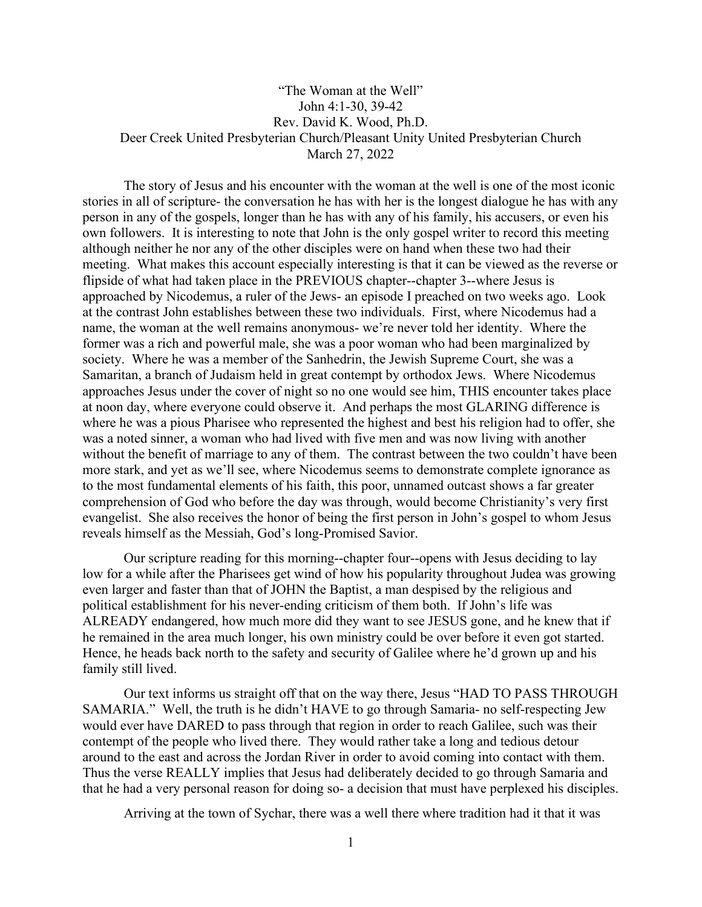“The Woman at the Well”
John 4:1-30, 39-42
Rev. David K. Wood, Ph.D.
Deer Creek United Presbyterian Church/Pleasant Unity United Presbyterian Church
March 27, 2022

The story of Jesus and his encounter with the woman at the well is one of the most iconic stories in all of scripture- the conversation he has with her is the longest dialogue he has with any person in any of the gospels, longer than he has with any of his family, his accusers, or even his own followers. It is interesting to note that John is the only gospel writer to record this meeting although neither he nor any of the other disciples were on hand when these two had their meeting. What makes this account especially interesting is that it can be viewed as the reverse or flipside of what had taken place in the PREVIOUS chapter--chapter 3--where Jesus is approached by Nicodemus, a ruler of the Jews- an episode I preached on two weeks ago. Look at the contrast John establishes between these two individuals. First, where Nicodemus had a name, the woman at the well remains anonymous- we’re never told her identity. Where the former was a rich and powerful male, she was a poor woman who had been marginalized by society. Where he was a member of the Sanhedrin, the Jewish Supreme Court, she was a Samaritan, a branch of Judaism held in great contempt by orthodox Jews. Where Nicodemus approaches Jesus under the cover of night so no one would see him, THIS encounter takes place at noon day, where everyone could observe it. And perhaps the most GLARING difference is where he was a pious Pharisee who represented the highest and best his religion had to offer, she was a noted sinner, a woman who had lived with five men and was now living with another without the benefit of marriage to any of them. The contrast between the two couldn’t have been more stark, and yet as we’ll see, where Nicodemus seems to demonstrate complete ignorance as to the most fundamental elements of his faith, this poor, unnamed outcast shows a far greater comprehension of God who before the day was through, would become Christianity’s very first evangelist. She also receives the honor of being the first person in John’s gospel to whom Jesus reveals himself as the Messiah, God’s long-Promised Savior.

Our scripture reading for this morning--chapter four--opens with Jesus deciding to lay low for a while after the Pharisees get wind of how his popularity throughout Judea was growing even larger and faster than that of JOHN the Baptist, a man despised by the religious and political establishment for his never-ending criticism of them both. If John’s life was ALREADY endangered, how much more did they want to see JESUS gone, and he knew that if he remained in the area much longer, his own ministry could be over before it even got started. Hence, he heads back north to the safety and security of Galilee where he’d grown up and his family still lived.

Our text informs us straight off that on the way there, Jesus “HAD TO PASS THROUGH SAMARIA.” Well, the truth is he didn’t HAVE to go through Samaria- no self-respecting Jew would ever have DARED to pass through that region in order to reach Galilee, such was their contempt of the people who lived there. They would rather take a long and tedious detour around to the east and across the Jordan River in order to avoid coming into contact with them. Thus the verse REALLY implies that Jesus had deliberately decided to go through Samaria and that he had a very personal reason for doing so- a decision that must have perplexed his disciples.

Arriving at the town of Sychar, there was a well there where tradition had it that it was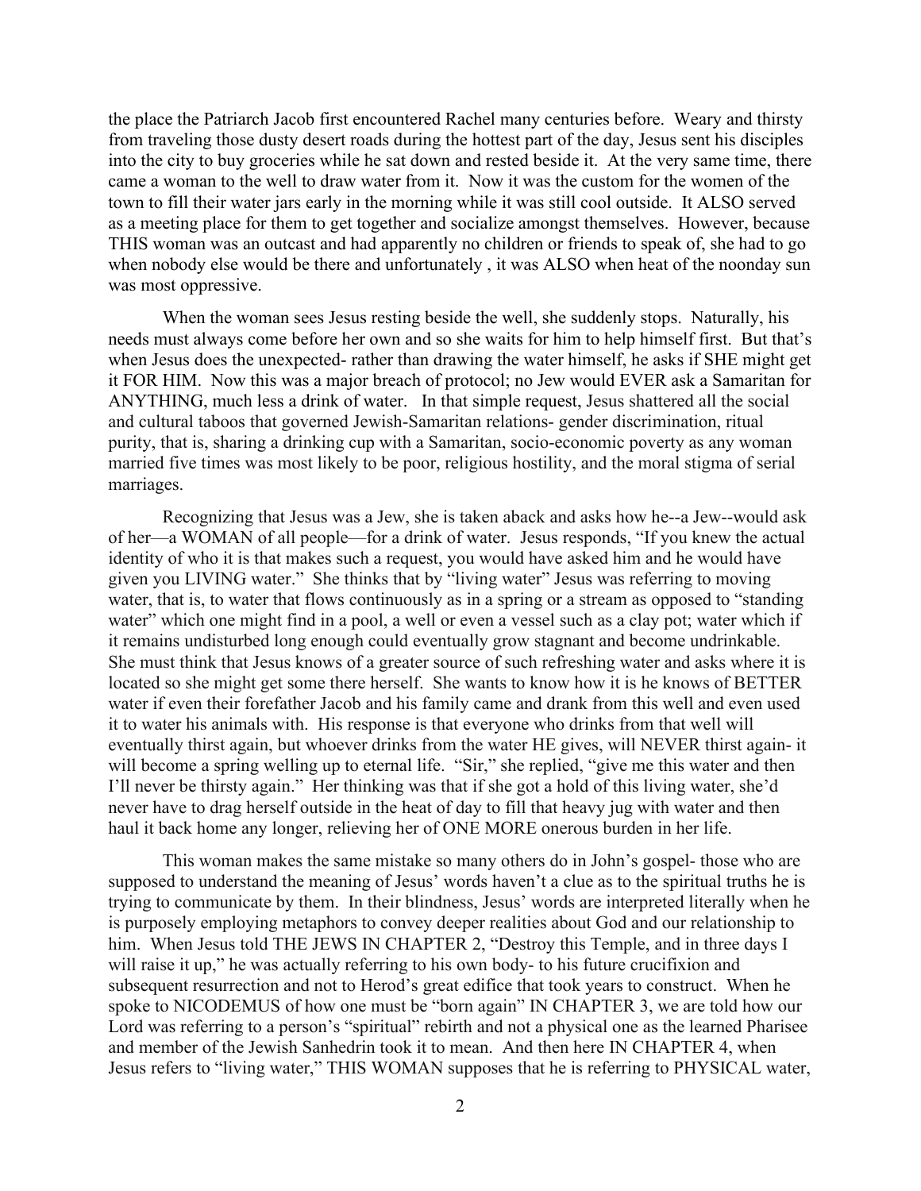the place the Patriarch Jacob first encountered Rachel many centuries before. Weary and thirsty from traveling those dusty desert roads during the hottest part of the day, Jesus sent his disciples into the city to buy groceries while he sat down and rested beside it. At the very same time, there came a woman to the well to draw water from it. Now it was the custom for the women of the town to fill their water jars early in the morning while it was still cool outside. It ALSO served as a meeting place for them to get together and socialize amongst themselves. However, because THIS woman was an outcast and had apparently no children or friends to speak of, she had to go when nobody else would be there and unfortunately , it was ALSO when heat of the noonday sun was most oppressive.

When the woman sees Jesus resting beside the well, she suddenly stops. Naturally, his needs must always come before her own and so she waits for him to help himself first. But that's when Jesus does the unexpected- rather than drawing the water himself, he asks if SHE might get it FOR HIM. Now this was a major breach of protocol; no Jew would EVER ask a Samaritan for ANYTHING, much less a drink of water. In that simple request, Jesus shattered all the social and cultural taboos that governed Jewish-Samaritan relations- gender discrimination, ritual purity, that is, sharing a drinking cup with a Samaritan, socio-economic poverty as any woman married five times was most likely to be poor, religious hostility, and the moral stigma of serial marriages.

Recognizing that Jesus was a Jew, she is taken aback and asks how he--a Jew--would ask of her—a WOMAN of all people—for a drink of water. Jesus responds, "If you knew the actual identity of who it is that makes such a request, you would have asked him and he would have given you LIVING water." She thinks that by "living water" Jesus was referring to moving water, that is, to water that flows continuously as in a spring or a stream as opposed to "standing water" which one might find in a pool, a well or even a vessel such as a clay pot; water which if it remains undisturbed long enough could eventually grow stagnant and become undrinkable. She must think that Jesus knows of a greater source of such refreshing water and asks where it is located so she might get some there herself. She wants to know how it is he knows of BETTER water if even their forefather Jacob and his family came and drank from this well and even used it to water his animals with. His response is that everyone who drinks from that well will eventually thirst again, but whoever drinks from the water HE gives, will NEVER thirst again- it will become a spring welling up to eternal life. "Sir," she replied, "give me this water and then I'll never be thirsty again." Her thinking was that if she got a hold of this living water, she'd never have to drag herself outside in the heat of day to fill that heavy jug with water and then haul it back home any longer, relieving her of ONE MORE onerous burden in her life.

This woman makes the same mistake so many others do in John's gospel- those who are supposed to understand the meaning of Jesus' words haven't a clue as to the spiritual truths he is trying to communicate by them. In their blindness, Jesus' words are interpreted literally when he is purposely employing metaphors to convey deeper realities about God and our relationship to him. When Jesus told THE JEWS IN CHAPTER 2, "Destroy this Temple, and in three days I will raise it up," he was actually referring to his own body- to his future crucifixion and subsequent resurrection and not to Herod's great edifice that took years to construct. When he spoke to NICODEMUS of how one must be "born again" IN CHAPTER 3, we are told how our Lord was referring to a person's "spiritual" rebirth and not a physical one as the learned Pharisee and member of the Jewish Sanhedrin took it to mean. And then here IN CHAPTER 4, when Jesus refers to "living water," THIS WOMAN supposes that he is referring to PHYSICAL water,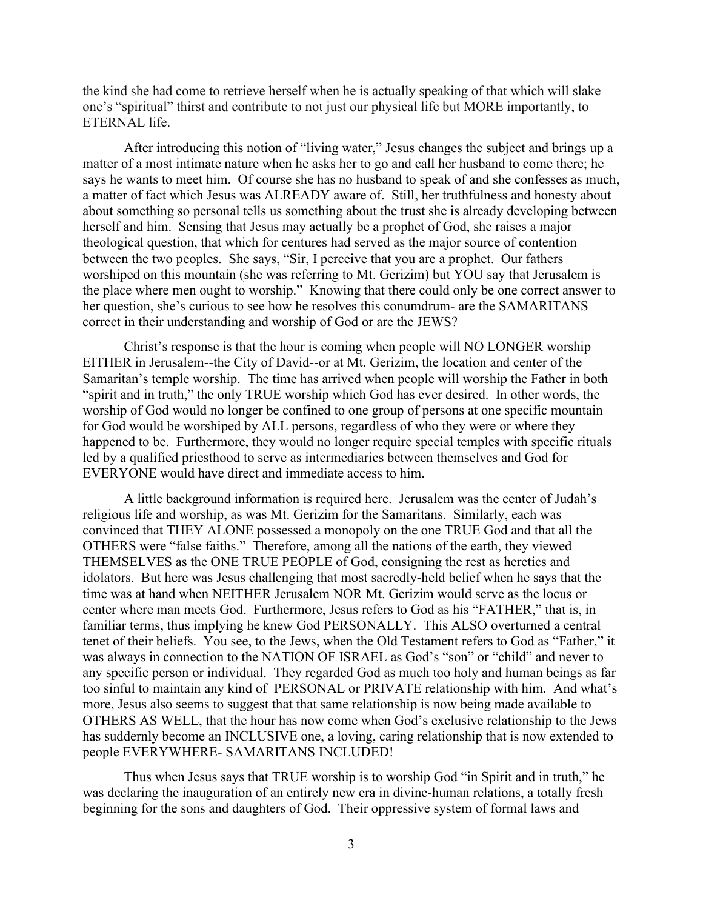the kind she had come to retrieve herself when he is actually speaking of that which will slake one's "spiritual" thirst and contribute to not just our physical life but MORE importantly, to ETERNAL life.

After introducing this notion of "living water," Jesus changes the subject and brings up a matter of a most intimate nature when he asks her to go and call her husband to come there; he says he wants to meet him. Of course she has no husband to speak of and she confesses as much, a matter of fact which Jesus was ALREADY aware of. Still, her truthfulness and honesty about about something so personal tells us something about the trust she is already developing between herself and him. Sensing that Jesus may actually be a prophet of God, she raises a major theological question, that which for centures had served as the major source of contention between the two peoples. She says, "Sir, I perceive that you are a prophet. Our fathers worshiped on this mountain (she was referring to Mt. Gerizim) but YOU say that Jerusalem is the place where men ought to worship." Knowing that there could only be one correct answer to her question, she's curious to see how he resolves this conumdrum- are the SAMARITANS correct in their understanding and worship of God or are the JEWS?

Christ's response is that the hour is coming when people will NO LONGER worship EITHER in Jerusalem--the City of David--or at Mt. Gerizim, the location and center of the Samaritan's temple worship. The time has arrived when people will worship the Father in both "spirit and in truth," the only TRUE worship which God has ever desired. In other words, the worship of God would no longer be confined to one group of persons at one specific mountain for God would be worshiped by ALL persons, regardless of who they were or where they happened to be. Furthermore, they would no longer require special temples with specific rituals led by a qualified priesthood to serve as intermediaries between themselves and God for EVERYONE would have direct and immediate access to him.

A little background information is required here. Jerusalem was the center of Judah's religious life and worship, as was Mt. Gerizim for the Samaritans. Similarly, each was convinced that THEY ALONE possessed a monopoly on the one TRUE God and that all the OTHERS were "false faiths." Therefore, among all the nations of the earth, they viewed THEMSELVES as the ONE TRUE PEOPLE of God, consigning the rest as heretics and idolators. But here was Jesus challenging that most sacredly-held belief when he says that the time was at hand when NEITHER Jerusalem NOR Mt. Gerizim would serve as the locus or center where man meets God. Furthermore, Jesus refers to God as his "FATHER," that is, in familiar terms, thus implying he knew God PERSONALLY. This ALSO overturned a central tenet of their beliefs. You see, to the Jews, when the Old Testament refers to God as "Father," it was always in connection to the NATION OF ISRAEL as God's "son" or "child" and never to any specific person or individual. They regarded God as much too holy and human beings as far too sinful to maintain any kind of PERSONAL or PRIVATE relationship with him. And what's more, Jesus also seems to suggest that that same relationship is now being made available to OTHERS AS WELL, that the hour has now come when God's exclusive relationship to the Jews has suddernly become an INCLUSIVE one, a loving, caring relationship that is now extended to people EVERYWHERE- SAMARITANS INCLUDED!

Thus when Jesus says that TRUE worship is to worship God "in Spirit and in truth," he was declaring the inauguration of an entirely new era in divine-human relations, a totally fresh beginning for the sons and daughters of God. Their oppressive system of formal laws and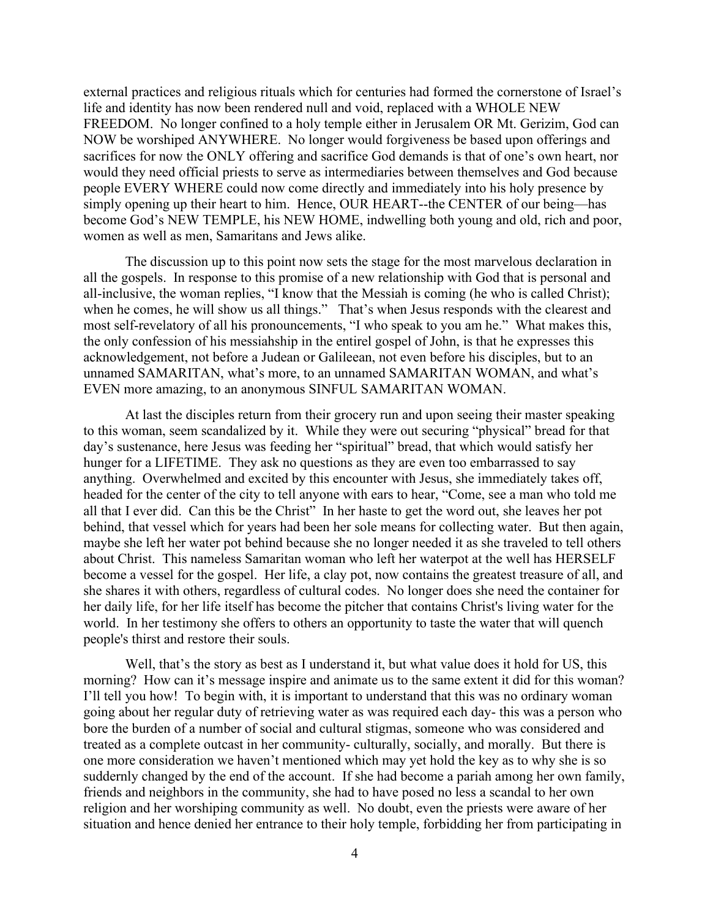external practices and religious rituals which for centuries had formed the cornerstone of Israel's life and identity has now been rendered null and void, replaced with a WHOLE NEW FREEDOM. No longer confined to a holy temple either in Jerusalem OR Mt. Gerizim, God can NOW be worshiped ANYWHERE. No longer would forgiveness be based upon offerings and sacrifices for now the ONLY offering and sacrifice God demands is that of one's own heart, nor would they need official priests to serve as intermediaries between themselves and God because people EVERY WHERE could now come directly and immediately into his holy presence by simply opening up their heart to him. Hence, OUR HEART--the CENTER of our being—has become God's NEW TEMPLE, his NEW HOME, indwelling both young and old, rich and poor, women as well as men, Samaritans and Jews alike.

The discussion up to this point now sets the stage for the most marvelous declaration in all the gospels. In response to this promise of a new relationship with God that is personal and all-inclusive, the woman replies, "I know that the Messiah is coming (he who is called Christ); when he comes, he will show us all things." That's when Jesus responds with the clearest and most self-revelatory of all his pronouncements, "I who speak to you am he." What makes this, the only confession of his messiahship in the entirel gospel of John, is that he expresses this acknowledgement, not before a Judean or Galileean, not even before his disciples, but to an unnamed SAMARITAN, what's more, to an unnamed SAMARITAN WOMAN, and what's EVEN more amazing, to an anonymous SINFUL SAMARITAN WOMAN.

At last the disciples return from their grocery run and upon seeing their master speaking to this woman, seem scandalized by it. While they were out securing "physical" bread for that day's sustenance, here Jesus was feeding her "spiritual" bread, that which would satisfy her hunger for a LIFETIME. They ask no questions as they are even too embarrassed to say anything. Overwhelmed and excited by this encounter with Jesus, she immediately takes off, headed for the center of the city to tell anyone with ears to hear, "Come, see a man who told me all that I ever did. Can this be the Christ" In her haste to get the word out, she leaves her pot behind, that vessel which for years had been her sole means for collecting water. But then again, maybe she left her water pot behind because she no longer needed it as she traveled to tell others about Christ. This nameless Samaritan woman who left her waterpot at the well has HERSELF become a vessel for the gospel. Her life, a clay pot, now contains the greatest treasure of all, and she shares it with others, regardless of cultural codes. No longer does she need the container for her daily life, for her life itself has become the pitcher that contains Christ's living water for the world. In her testimony she offers to others an opportunity to taste the water that will quench people's thirst and restore their souls.

Well, that's the story as best as I understand it, but what value does it hold for US, this morning? How can it's message inspire and animate us to the same extent it did for this woman? I'll tell you how! To begin with, it is important to understand that this was no ordinary woman going about her regular duty of retrieving water as was required each day- this was a person who bore the burden of a number of social and cultural stigmas, someone who was considered and treated as a complete outcast in her community- culturally, socially, and morally. But there is one more consideration we haven't mentioned which may yet hold the key as to why she is so suddernly changed by the end of the account. If she had become a pariah among her own family, friends and neighbors in the community, she had to have posed no less a scandal to her own religion and her worshiping community as well. No doubt, even the priests were aware of her situation and hence denied her entrance to their holy temple, forbidding her from participating in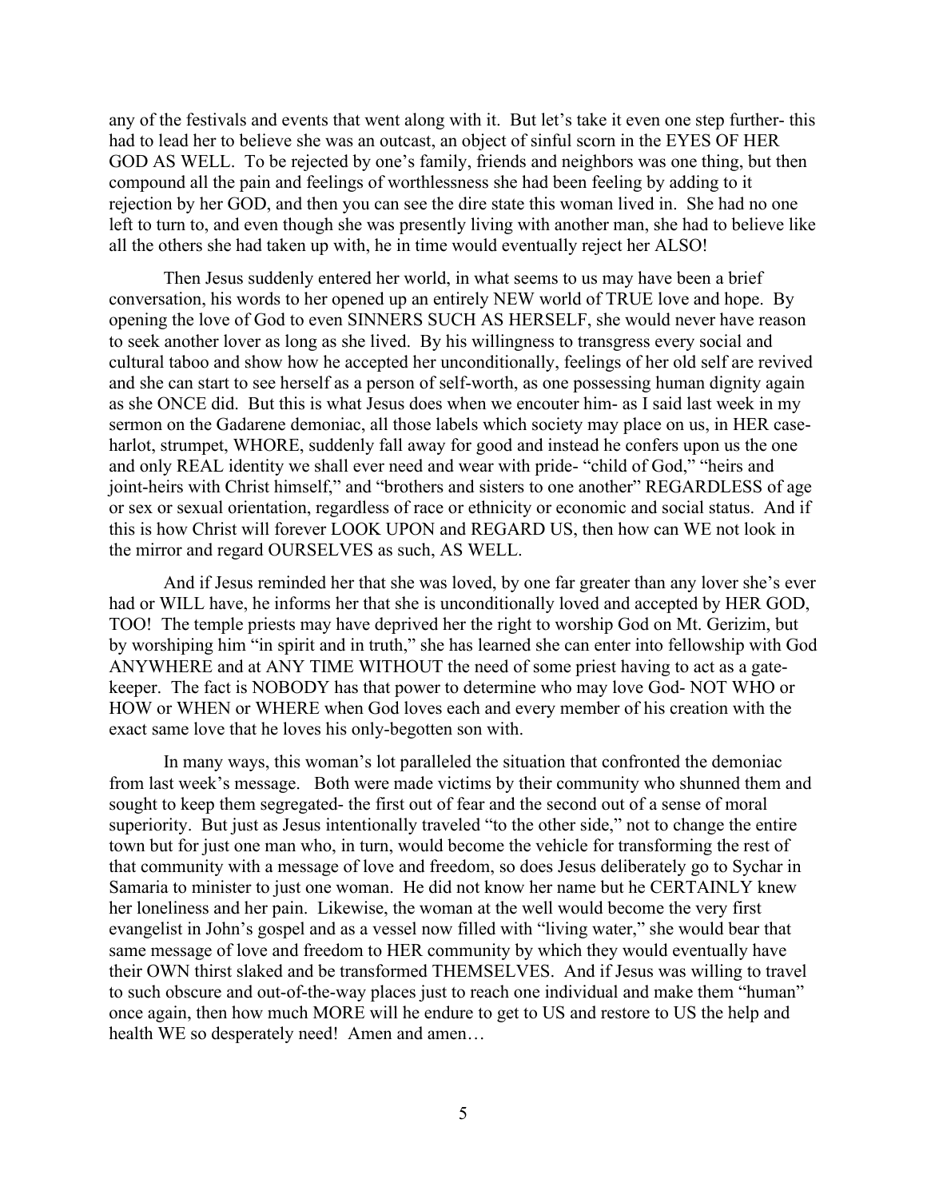any of the festivals and events that went along with it. But let's take it even one step further- this had to lead her to believe she was an outcast, an object of sinful scorn in the EYES OF HER GOD AS WELL. To be rejected by one's family, friends and neighbors was one thing, but then compound all the pain and feelings of worthlessness she had been feeling by adding to it rejection by her GOD, and then you can see the dire state this woman lived in. She had no one left to turn to, and even though she was presently living with another man, she had to believe like all the others she had taken up with, he in time would eventually reject her ALSO!

Then Jesus suddenly entered her world, in what seems to us may have been a brief conversation, his words to her opened up an entirely NEW world of TRUE love and hope. By opening the love of God to even SINNERS SUCH AS HERSELF, she would never have reason to seek another lover as long as she lived. By his willingness to transgress every social and cultural taboo and show how he accepted her unconditionally, feelings of her old self are revived and she can start to see herself as a person of self-worth, as one possessing human dignity again as she ONCE did. But this is what Jesus does when we encouter him- as I said last week in my sermon on the Gadarene demoniac, all those labels which society may place on us, in HER case- harlot, strumpet, WHORE, suddenly fall away for good and instead he confers upon us the one and only REAL identity we shall ever need and wear with pride- "child of God," "heirs and joint-heirs with Christ himself," and "brothers and sisters to one another" REGARDLESS of age or sex or sexual orientation, regardless of race or ethnicity or economic and social status. And if this is how Christ will forever LOOK UPON and REGARD US, then how can WE not look in the mirror and regard OURSELVES as such, AS WELL.

And if Jesus reminded her that she was loved, by one far greater than any lover she's ever had or WILL have, he informs her that she is unconditionally loved and accepted by HER GOD, TOO! The temple priests may have deprived her the right to worship God on Mt. Gerizim, but by worshiping him "in spirit and in truth," she has learned she can enter into fellowship with God ANYWHERE and at ANY TIME WITHOUT the need of some priest having to act as a gate-keeper. The fact is NOBODY has that power to determine who may love God- NOT WHO or HOW or WHEN or WHERE when God loves each and every member of his creation with the exact same love that he loves his only-begotten son with.

In many ways, this woman's lot paralleled the situation that confronted the demoniac from last week's message. Both were made victims by their community who shunned them and sought to keep them segregated- the first out of fear and the second out of a sense of moral superiority. But just as Jesus intentionally traveled "to the other side," not to change the entire town but for just one man who, in turn, would become the vehicle for transforming the rest of that community with a message of love and freedom, so does Jesus deliberately go to Sychar in Samaria to minister to just one woman. He did not know her name but he CERTAINLY knew her loneliness and her pain. Likewise, the woman at the well would become the very first evangelist in John's gospel and as a vessel now filled with "living water," she would bear that same message of love and freedom to HER community by which they would eventually have their OWN thirst slaked and be transformed THEMSELVES. And if Jesus was willing to travel to such obscure and out-of-the-way places just to reach one individual and make them "human" once again, then how much MORE will he endure to get to US and restore to US the help and health WE so desperately need! Amen and amen…